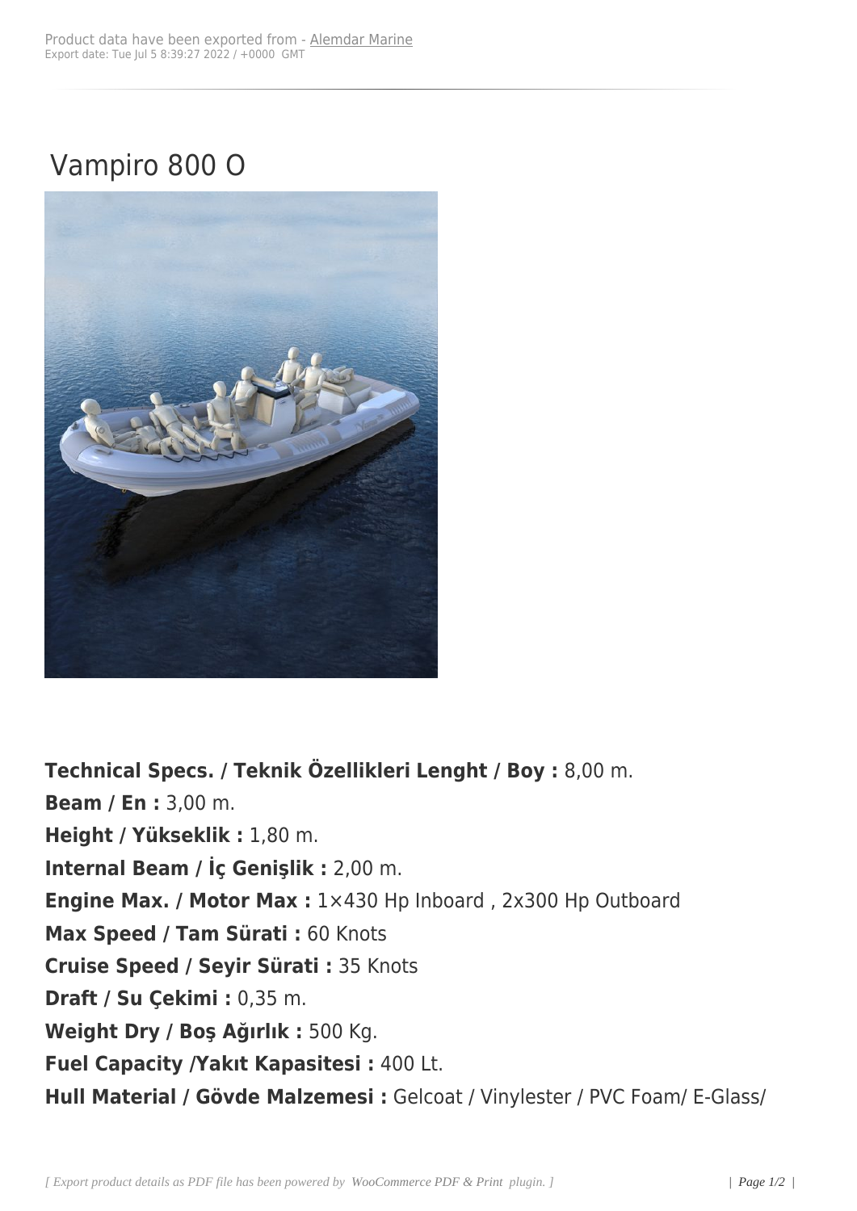# Vampiro 800 O

**Technical Specs. / Teknik Özellikleri Lenght / Boy :** 8,00 m.
**Beam / En :** 3,00 m.
**Height / Yükseklik :** 1,80 m.
**Internal Beam / İç Genişlik :** 2,00 m.
**Engine Max. / Motor Max :** 1×430 Hp Inboard , 2x300 Hp Outboard
**Max Speed / Tam Sürati :** 60 Knots
**Cruise Speed / Seyir Sürati :** 35 Knots
**Draft / Su Çekimi :** 0,35 m.
**Weight Dry / Boş Ağırlık :** 500 Kg.
**Fuel Capacity /Yakıt Kapasitesi :** 400 Lt.
**Hull Material / Gövde Malzemesi :** Gelcoat / Vinylester / PVC Foam/ E-Glass/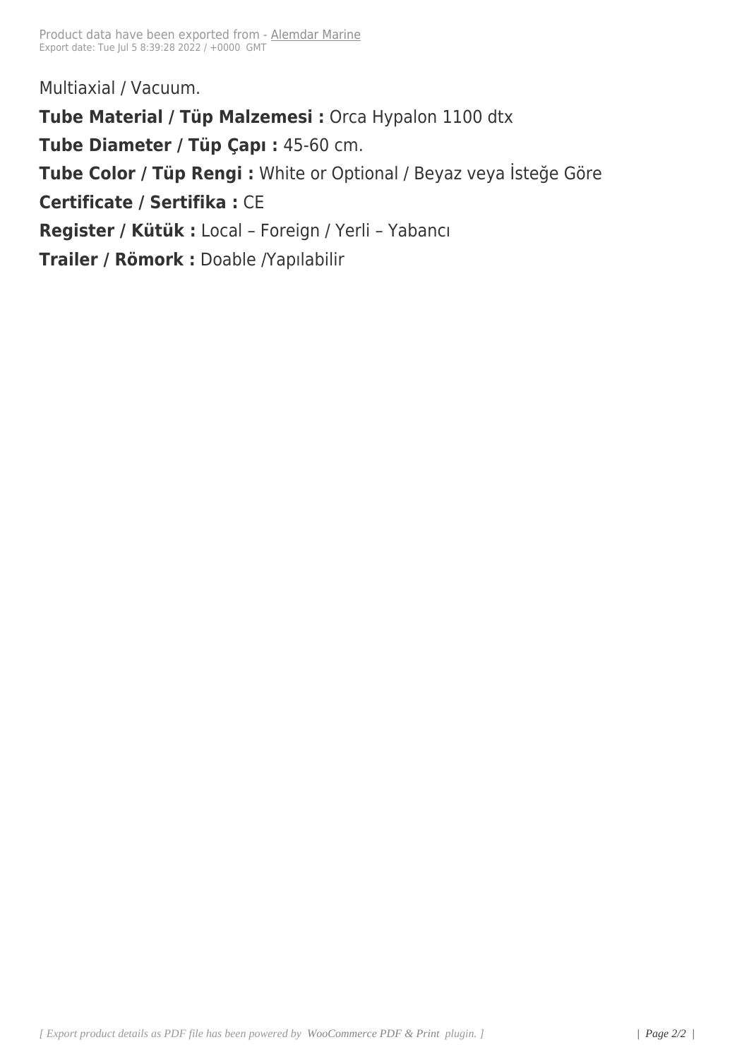Multiaxial / Vacuum.

**Tube Material / Tüp Malzemesi :** Orca Hypalon 1100 dtx

**Tube Diameter / Tüp Çapı :** 45-60 cm.

**Tube Color / Tüp Rengi :** White or Optional / Beyaz veya İsteğe Göre

**Certificate / Sertifika :** CE

**Register / Kütük :** Local – Foreign / Yerli – Yabancı

**Trailer / Römork :** Doable /Yapılabilir